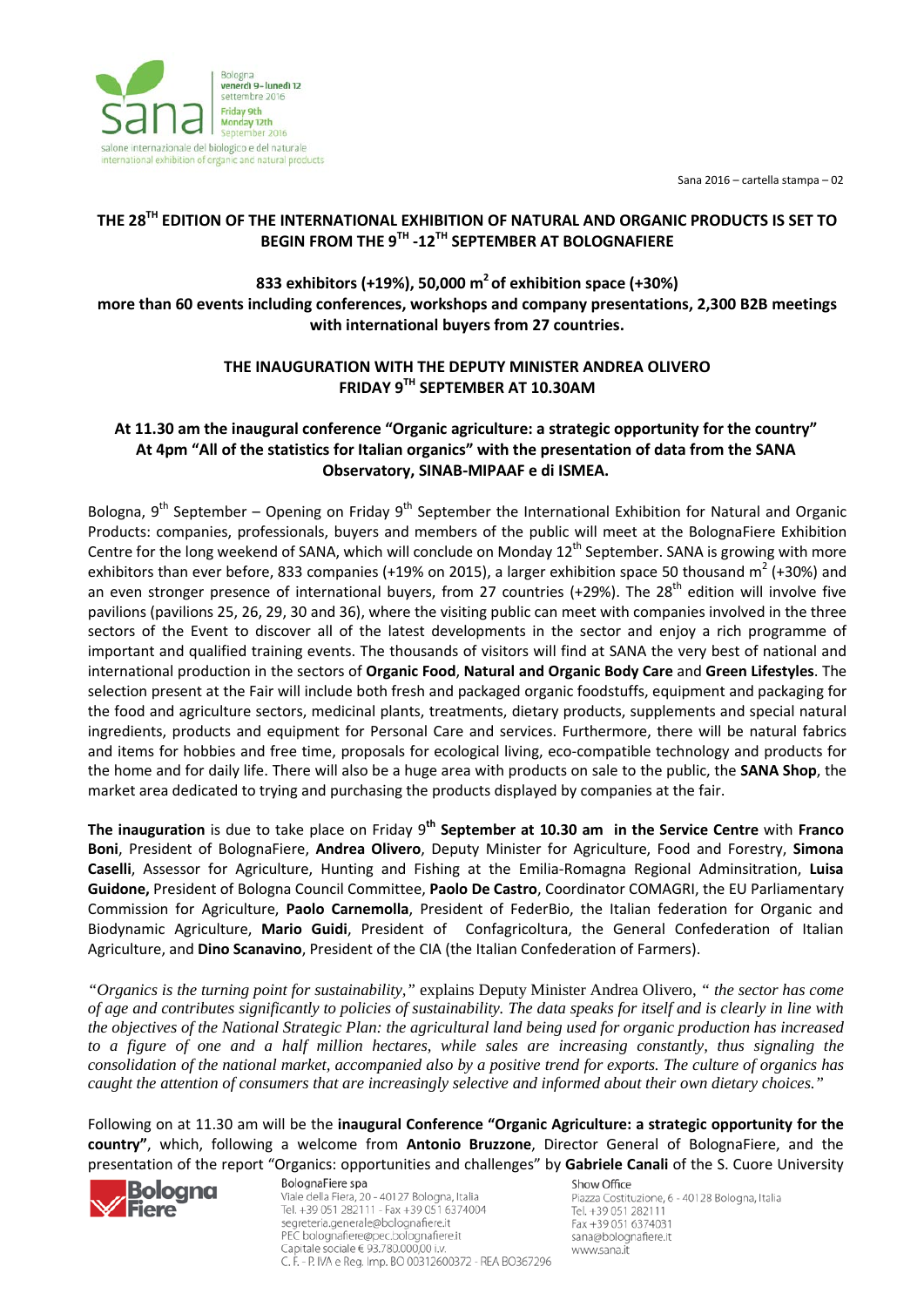## THE 28TH EDITION OF THE INTERNATIONAL EXHIBITION OF NATURAL AND ORGANIC PRODUCTS IS SET TO BEGIN FROM THE 9TH -12TH SEPTEMBER AT BOLOGNAFIERE

**833 exhibitors (+19%), 50,000 m$^2$ of exhibition space (+30%)**
**more than 60 events including conferences, workshops and company presentations, 2,300 B2B meetings with international buyers from 27 countries.**

### THE INAUGURATION WITH THE DEPUTY MINISTER ANDREA OLIVERO FRIDAY 9TH SEPTEMBER AT 10.30AM

**At 11.30 am the inaugural conference "Organic agriculture: a strategic opportunity for the country"**
**At 4pm "All of the statistics for Italian organics" with the presentation of data from the SANA Observatory, SINAB-MIPAAF e di ISMEA.**

Bologna, 9th September – Opening on Friday 9th September the International Exhibition for Natural and Organic Products: companies, professionals, buyers and members of the public will meet at the BolognaFiere Exhibition Centre for the long weekend of SANA, which will conclude on Monday 12th September. SANA is growing with more exhibitors than ever before, 833 companies (+19% on 2015), a larger exhibition space 50 thousand m$^2$ (+30%) and an even stronger presence of international buyers, from 27 countries (+29%). The 28th edition will involve five pavilions (pavilions 25, 26, 29, 30 and 36), where the visiting public can meet with companies involved in the three sectors of the Event to discover all of the latest developments in the sector and enjoy a rich programme of important and qualified training events. The thousands of visitors will find at SANA the very best of national and international production in the sectors of **Organic Food**, **Natural and Organic Body Care** and **Green Lifestyles**. The selection present at the Fair will include both fresh and packaged organic foodstuffs, equipment and packaging for the food and agriculture sectors, medicinal plants, treatments, dietary products, supplements and special natural ingredients, products and equipment for Personal Care and services. Furthermore, there will be natural fabrics and items for hobbies and free time, proposals for ecological living, eco-compatible technology and products for the home and for daily life. There will also be a huge area with products on sale to the public, the **SANA Shop**, the market area dedicated to trying and purchasing the products displayed by companies at the fair.

**The inauguration** is due to take place on Friday **9th September at 10.30 am in the Service Centre** with **Franco Boni**, President of BolognaFiere, **Andrea Olivero**, Deputy Minister for Agriculture, Food and Forestry, **Simona Caselli**, Assessor for Agriculture, Hunting and Fishing at the Emilia-Romagna Regional Adminsitration, **Luisa Guidone,** President of Bologna Council Committee, **Paolo De Castro**, Coordinator COMAGRI, the EU Parliamentary Commission for Agriculture, **Paolo Carnemolla**, President of FederBio, the Italian federation for Organic and Biodynamic Agriculture, **Mario Guidi**, President of Confagricoltura, the General Confederation of Italian Agriculture, and **Dino Scanavino**, President of the CIA (the Italian Confederation of Farmers).

*"Organics is the turning point for sustainability,"* explains Deputy Minister Andrea Olivero, *" the sector has come of age and contributes significantly to policies of sustainability. The data speaks for itself and is clearly in line with the objectives of the National Strategic Plan: the agricultural land being used for organic production has increased to a figure of one and a half million hectares, while sales are increasing constantly, thus signaling the consolidation of the national market, accompanied also by a positive trend for exports. The culture of organics has caught the attention of consumers that are increasingly selective and informed about their own dietary choices."*

Following on at 11.30 am will be the **inaugural Conference "Organic Agriculture: a strategic opportunity for the country"**, which, following a welcome from **Antonio Bruzzone**, Director General of BolognaFiere, and the presentation of the report "Organics: opportunities and challenges" by **Gabriele Canali** of the S. Cuore University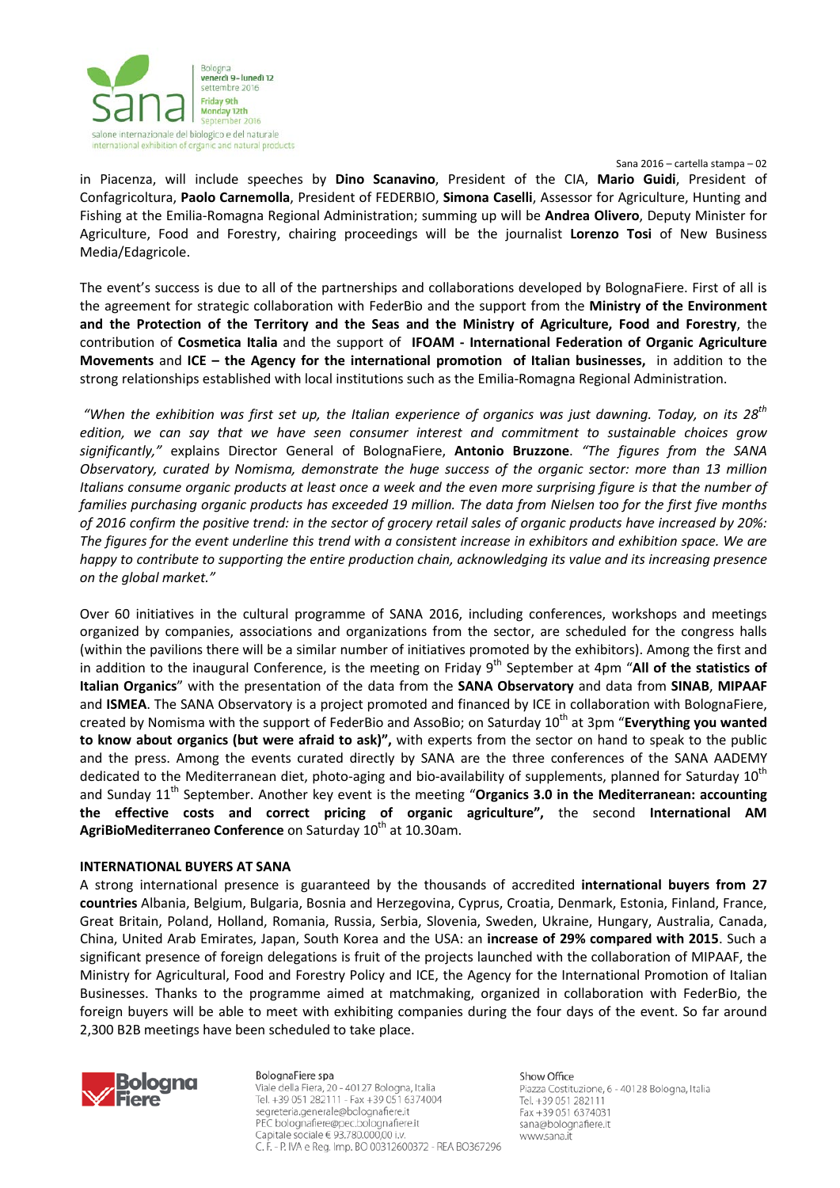in Piacenza, will include speeches by **Dino Scanavino**, President of the CIA, **Mario Guidi**, President of Confagricoltura, **Paolo Carnemolla**, President of FEDERBIO, **Simona Caselli**, Assessor for Agriculture, Hunting and Fishing at the Emilia-Romagna Regional Administration; summing up will be **Andrea Olivero**, Deputy Minister for Agriculture, Food and Forestry, chairing proceedings will be the journalist **Lorenzo Tosi** of New Business Media/Edagricole.

The event's success is due to all of the partnerships and collaborations developed by BolognaFiere. First of all is the agreement for strategic collaboration with FederBio and the support from the **Ministry of the Environment and the Protection of the Territory and the Seas and the Ministry of Agriculture, Food and Forestry**, the contribution of **Cosmetica Italia** and the support of **IFOAM - International Federation of Organic Agriculture Movements** and **ICE – the Agency for the international promotion of Italian businesses,** in addition to the strong relationships established with local institutions such as the Emilia-Romagna Regional Administration.

*"When the exhibition was first set up, the Italian experience of organics was just dawning. Today, on its 28th edition, we can say that we have seen consumer interest and commitment to sustainable choices grow significantly,"* explains Director General of BolognaFiere, **Antonio Bruzzone**. *"The figures from the SANA Observatory, curated by Nomisma, demonstrate the huge success of the organic sector: more than 13 million Italians consume organic products at least once a week and the even more surprising figure is that the number of families purchasing organic products has exceeded 19 million. The data from Nielsen too for the first five months of 2016 confirm the positive trend: in the sector of grocery retail sales of organic products have increased by 20%: The figures for the event underline this trend with a consistent increase in exhibitors and exhibition space. We are happy to contribute to supporting the entire production chain, acknowledging its value and its increasing presence on the global market."*

Over 60 initiatives in the cultural programme of SANA 2016, including conferences, workshops and meetings organized by companies, associations and organizations from the sector, are scheduled for the congress halls (within the pavilions there will be a similar number of initiatives promoted by the exhibitors). Among the first and in addition to the inaugural Conference, is the meeting on Friday 9th September at 4pm "**All of the statistics of Italian Organics**" with the presentation of the data from the **SANA Observatory** and data from **SINAB**, **MIPAAF** and **ISMEA**. The SANA Observatory is a project promoted and financed by ICE in collaboration with BolognaFiere, created by Nomisma with the support of FederBio and AssoBio; on Saturday 10th at 3pm "**Everything you wanted to know about organics (but were afraid to ask)",** with experts from the sector on hand to speak to the public and the press. Among the events curated directly by SANA are the three conferences of the SANA AADEMY dedicated to the Mediterranean diet, photo-aging and bio-availability of supplements, planned for Saturday 10th and Sunday 11th September. Another key event is the meeting "**Organics 3.0 in the Mediterranean: accounting the effective costs and correct pricing of organic agriculture",** the second **International AM AgriBioMediterraneo Conference** on Saturday 10th at 10.30am.

**INTERNATIONAL BUYERS AT SANA**

A strong international presence is guaranteed by the thousands of accredited **international buyers from 27 countries** Albania, Belgium, Bulgaria, Bosnia and Herzegovina, Cyprus, Croatia, Denmark, Estonia, Finland, France, Great Britain, Poland, Holland, Romania, Russia, Serbia, Slovenia, Sweden, Ukraine, Hungary, Australia, Canada, China, United Arab Emirates, Japan, South Korea and the USA: an **increase of 29% compared with 2015**. Such a significant presence of foreign delegations is fruit of the projects launched with the collaboration of MIPAAF, the Ministry for Agricultural, Food and Forestry Policy and ICE, the Agency for the International Promotion of Italian Businesses. Thanks to the programme aimed at matchmaking, organized in collaboration with FederBio, the foreign buyers will be able to meet with exhibiting companies during the four days of the event. So far around 2,300 B2B meetings have been scheduled to take place.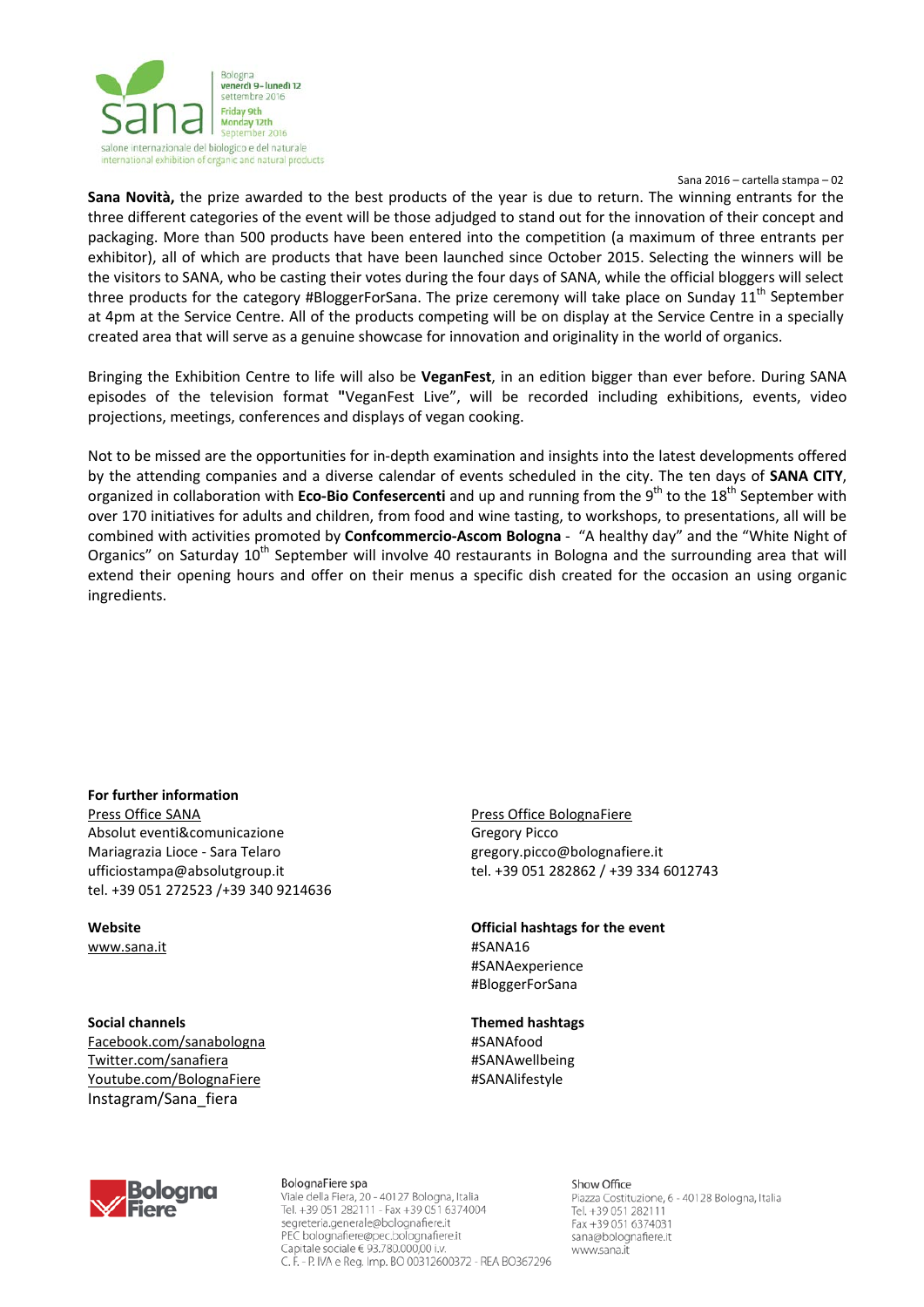**Sana Novità,** the prize awarded to the best products of the year is due to return. The winning entrants for the three different categories of the event will be those adjudged to stand out for the innovation of their concept and packaging. More than 500 products have been entered into the competition (a maximum of three entrants per exhibitor), all of which are products that have been launched since October 2015. Selecting the winners will be the visitors to SANA, who be casting their votes during the four days of SANA, while the official bloggers will select three products for the category #BloggerForSana. The prize ceremony will take place on Sunday 11th September at 4pm at the Service Centre. All of the products competing will be on display at the Service Centre in a specially created area that will serve as a genuine showcase for innovation and originality in the world of organics.

Bringing the Exhibition Centre to life will also be **VeganFest**, in an edition bigger than ever before. During SANA episodes of the television format **"**VeganFest Live", will be recorded including exhibitions, events, video projections, meetings, conferences and displays of vegan cooking.

Not to be missed are the opportunities for in-depth examination and insights into the latest developments offered by the attending companies and a diverse calendar of events scheduled in the city. The ten days of **SANA CITY**, organized in collaboration with **Eco-Bio Confesercenti** and up and running from the 9th to the 18th September with over 170 initiatives for adults and children, from food and wine tasting, to workshops, to presentations, all will be combined with activities promoted by **Confcommercio-Ascom Bologna** - "A healthy day" and the "White Night of Organics" on Saturday 10th September will involve 40 restaurants in Bologna and the surrounding area that will extend their opening hours and offer on their menus a specific dish created for the occasion an using organic ingredients.

**For further information**

Press Office SANA
Absolut eventi&comunicazione
Mariagrazia Lioce - Sara Telaro
ufficiostampa@absolutgroup.it
tel. +39 051 272523 /+39 340 9214636

Press Office BolognaFiere
Gregory Picco
gregory.picco@bolognafiere.it
tel. +39 051 282862 / +39 334 6012743

**Website**
www.sana.it

**Official hashtags for the event**
#SANA16
#SANAexperience
#BloggerForSana

**Social channels**
Facebook.com/sanabologna
Twitter.com/sanafiera
Youtube.com/BolognaFiere
Instagram/Sana_fiera

**Themed hashtags**
#SANAfood
#SANAwellbeing
#SANAlifestyle